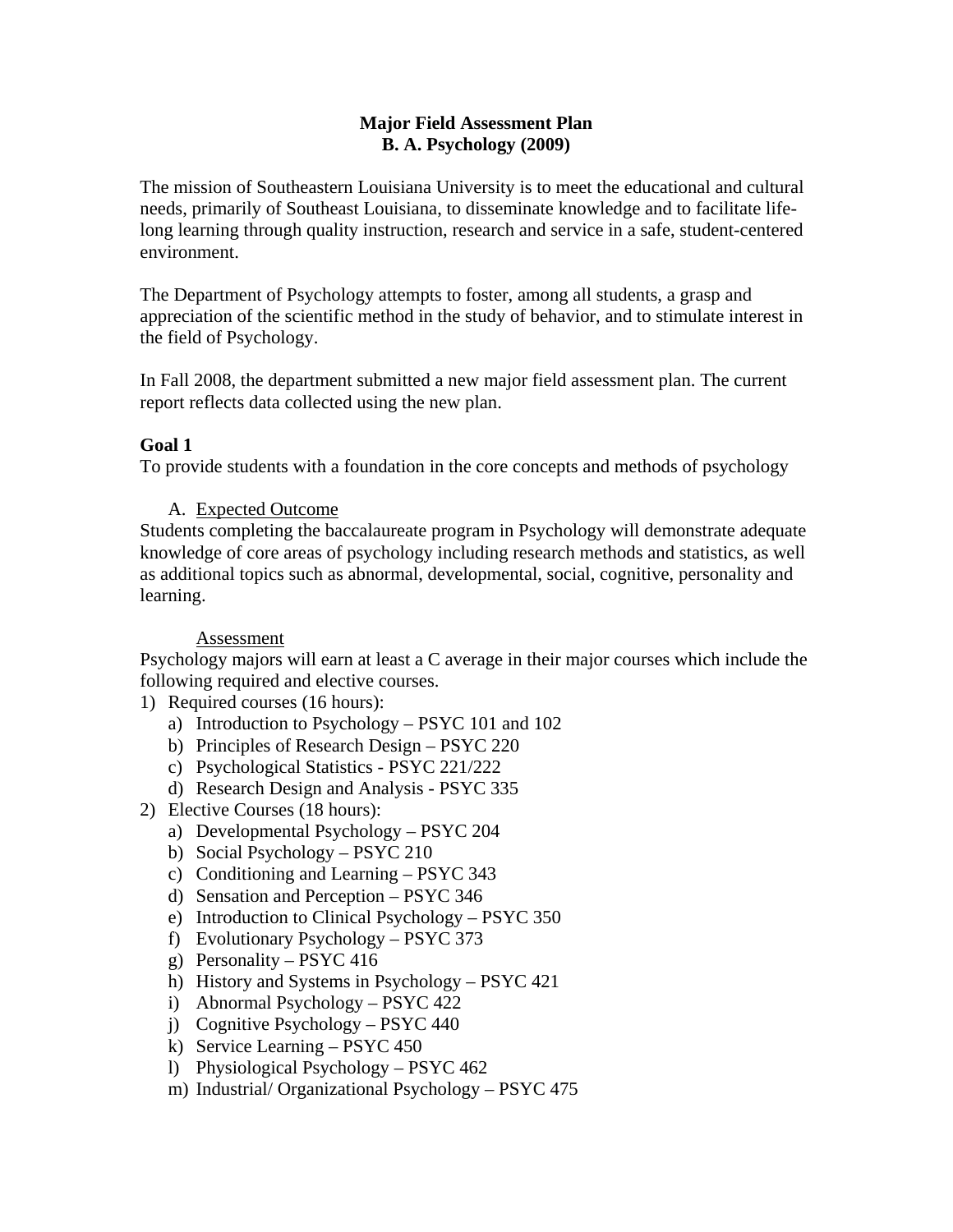# Major Field Assessment Plan
# B. A. Psychology (2009)

The mission of Southeastern Louisiana University is to meet the educational and cultural needs, primarily of Southeast Louisiana, to disseminate knowledge and to facilitate life-long learning through quality instruction, research and service in a safe, student-centered environment.

The Department of Psychology attempts to foster, among all students, a grasp and appreciation of the scientific method in the study of behavior, and to stimulate interest in the field of Psychology.

In Fall 2008, the department submitted a new major field assessment plan. The current report reflects data collected using the new plan.

**Goal 1**

To provide students with a foundation in the core concepts and methods of psychology

A. Expected Outcome

Students completing the baccalaureate program in Psychology will demonstrate adequate knowledge of core areas of psychology including research methods and statistics, as well as additional topics such as abnormal, developmental, social, cognitive, personality and learning.

Assessment

Psychology majors will earn at least a C average in their major courses which include the following required and elective courses.

1) Required courses (16 hours):
   a) Introduction to Psychology – PSYC 101 and 102
   b) Principles of Research Design – PSYC 220
   c) Psychological Statistics - PSYC 221/222
   d) Research Design and Analysis - PSYC 335
2) Elective Courses (18 hours):
   a) Developmental Psychology – PSYC 204
   b) Social Psychology – PSYC 210
   c) Conditioning and Learning – PSYC 343
   d) Sensation and Perception – PSYC 346
   e) Introduction to Clinical Psychology – PSYC 350
   f) Evolutionary Psychology – PSYC 373
   g) Personality – PSYC 416
   h) History and Systems in Psychology – PSYC 421
   i) Abnormal Psychology – PSYC 422
   j) Cognitive Psychology – PSYC 440
   k) Service Learning – PSYC 450
   l) Physiological Psychology – PSYC 462
   m) Industrial/ Organizational Psychology – PSYC 475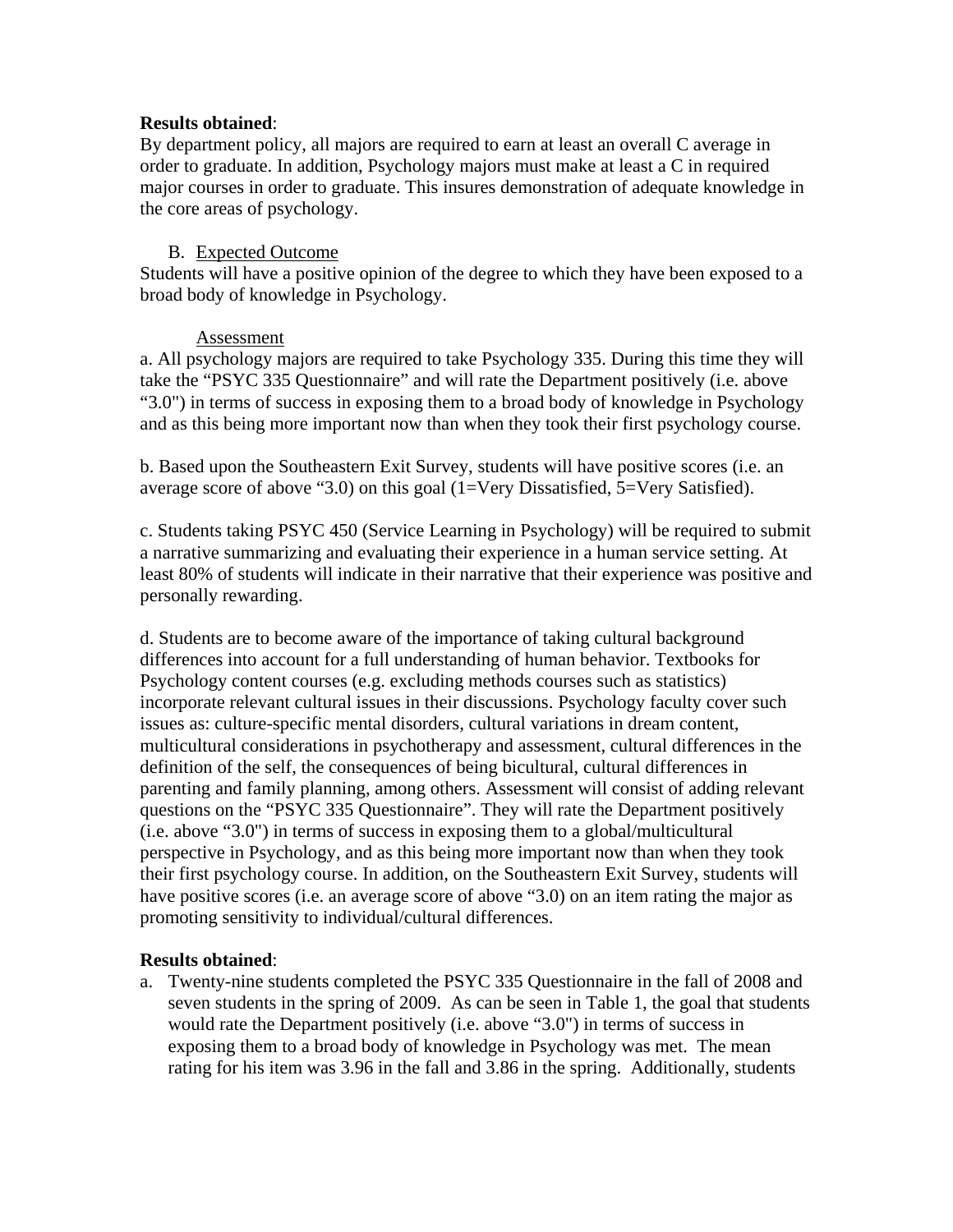**Results obtained**:
By department policy, all majors are required to earn at least an overall C average in order to graduate. In addition, Psychology majors must make at least a C in required major courses in order to graduate. This insures demonstration of adequate knowledge in the core areas of psychology.

B. Expected Outcome

Students will have a positive opinion of the degree to which they have been exposed to a broad body of knowledge in Psychology.

Assessment

a. All psychology majors are required to take Psychology 335. During this time they will take the "PSYC 335 Questionnaire" and will rate the Department positively (i.e. above "3.0") in terms of success in exposing them to a broad body of knowledge in Psychology and as this being more important now than when they took their first psychology course.

b. Based upon the Southeastern Exit Survey, students will have positive scores (i.e. an average score of above "3.0) on this goal (1=Very Dissatisfied, 5=Very Satisfied).

c. Students taking PSYC 450 (Service Learning in Psychology) will be required to submit a narrative summarizing and evaluating their experience in a human service setting. At least 80% of students will indicate in their narrative that their experience was positive and personally rewarding.

d. Students are to become aware of the importance of taking cultural background differences into account for a full understanding of human behavior. Textbooks for Psychology content courses (e.g. excluding methods courses such as statistics) incorporate relevant cultural issues in their discussions. Psychology faculty cover such issues as: culture-specific mental disorders, cultural variations in dream content, multicultural considerations in psychotherapy and assessment, cultural differences in the definition of the self, the consequences of being bicultural, cultural differences in parenting and family planning, among others. Assessment will consist of adding relevant questions on the "PSYC 335 Questionnaire". They will rate the Department positively (i.e. above "3.0") in terms of success in exposing them to a global/multicultural perspective in Psychology, and as this being more important now than when they took their first psychology course. In addition, on the Southeastern Exit Survey, students will have positive scores (i.e. an average score of above "3.0) on an item rating the major as promoting sensitivity to individual/cultural differences.

**Results obtained**:

a. Twenty-nine students completed the PSYC 335 Questionnaire in the fall of 2008 and seven students in the spring of 2009. As can be seen in Table 1, the goal that students would rate the Department positively (i.e. above "3.0") in terms of success in exposing them to a broad body of knowledge in Psychology was met. The mean rating for his item was 3.96 in the fall and 3.86 in the spring. Additionally, students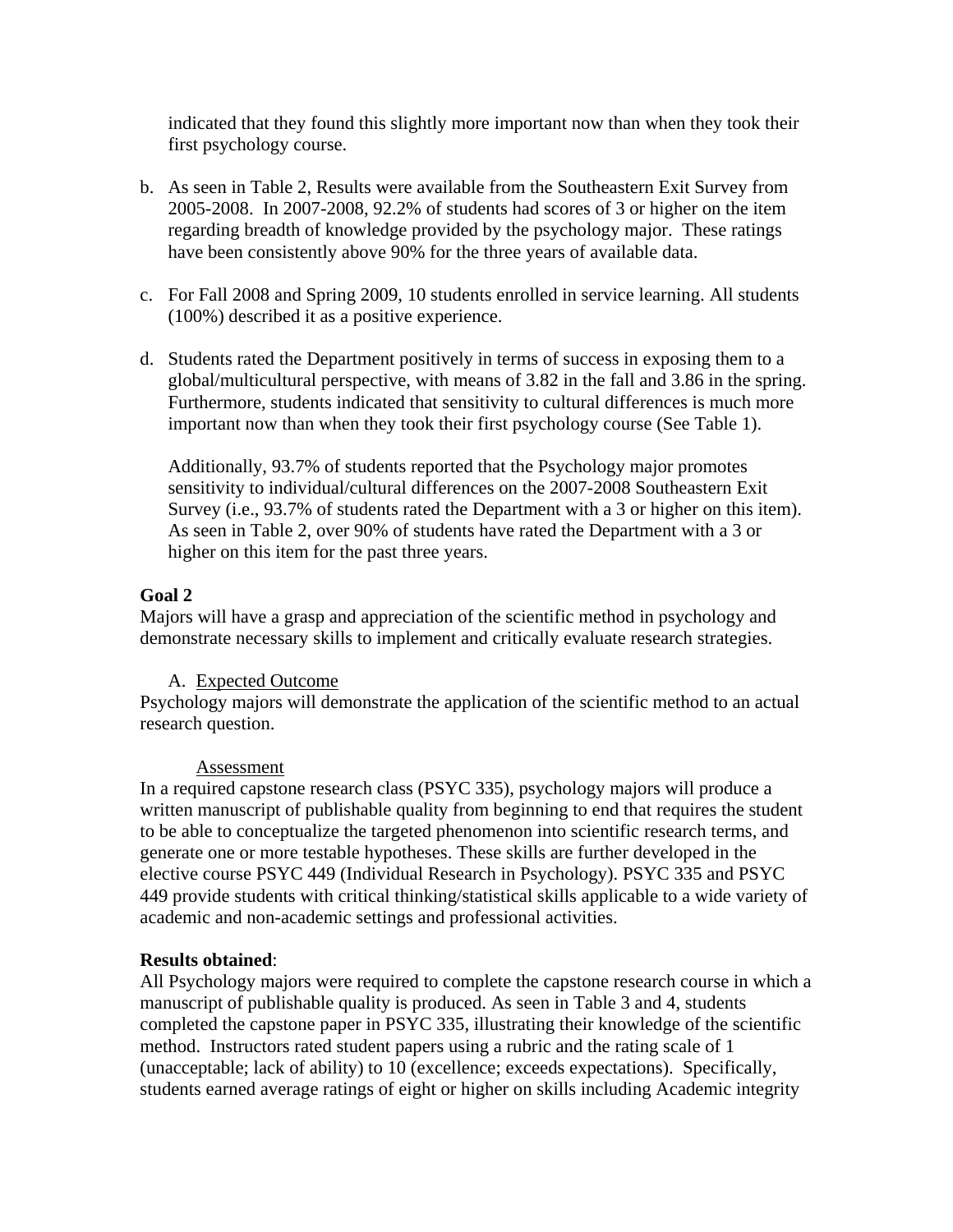indicated that they found this slightly more important now than when they took their first psychology course.

b. As seen in Table 2, Results were available from the Southeastern Exit Survey from 2005-2008. In 2007-2008, 92.2% of students had scores of 3 or higher on the item regarding breadth of knowledge provided by the psychology major. These ratings have been consistently above 90% for the three years of available data.

c. For Fall 2008 and Spring 2009, 10 students enrolled in service learning. All students (100%) described it as a positive experience.

d. Students rated the Department positively in terms of success in exposing them to a global/multicultural perspective, with means of 3.82 in the fall and 3.86 in the spring. Furthermore, students indicated that sensitivity to cultural differences is much more important now than when they took their first psychology course (See Table 1).

   Additionally, 93.7% of students reported that the Psychology major promotes sensitivity to individual/cultural differences on the 2007-2008 Southeastern Exit Survey (i.e., 93.7% of students rated the Department with a 3 or higher on this item). As seen in Table 2, over 90% of students have rated the Department with a 3 or higher on this item for the past three years.

**Goal 2**

Majors will have a grasp and appreciation of the scientific method in psychology and demonstrate necessary skills to implement and critically evaluate research strategies.

A. Expected Outcome

Psychology majors will demonstrate the application of the scientific method to an actual research question.

Assessment

In a required capstone research class (PSYC 335), psychology majors will produce a written manuscript of publishable quality from beginning to end that requires the student to be able to conceptualize the targeted phenomenon into scientific research terms, and generate one or more testable hypotheses. These skills are further developed in the elective course PSYC 449 (Individual Research in Psychology). PSYC 335 and PSYC 449 provide students with critical thinking/statistical skills applicable to a wide variety of academic and non-academic settings and professional activities.

**Results obtained**:

All Psychology majors were required to complete the capstone research course in which a manuscript of publishable quality is produced. As seen in Table 3 and 4, students completed the capstone paper in PSYC 335, illustrating their knowledge of the scientific method. Instructors rated student papers using a rubric and the rating scale of 1 (unacceptable; lack of ability) to 10 (excellence; exceeds expectations). Specifically, students earned average ratings of eight or higher on skills including Academic integrity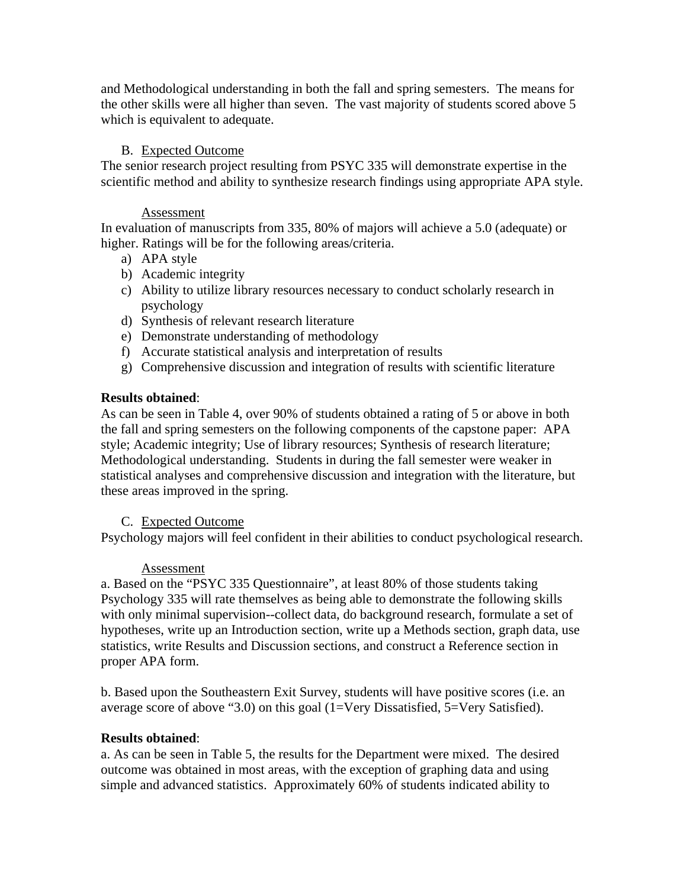and Methodological understanding in both the fall and spring semesters. The means for the other skills were all higher than seven. The vast majority of students scored above 5 which is equivalent to adequate.

B. Expected Outcome

The senior research project resulting from PSYC 335 will demonstrate expertise in the scientific method and ability to synthesize research findings using appropriate APA style.

Assessment

In evaluation of manuscripts from 335, 80% of majors will achieve a 5.0 (adequate) or higher. Ratings will be for the following areas/criteria.

a) APA style
b) Academic integrity
c) Ability to utilize library resources necessary to conduct scholarly research in psychology
d) Synthesis of relevant research literature
e) Demonstrate understanding of methodology
f) Accurate statistical analysis and interpretation of results
g) Comprehensive discussion and integration of results with scientific literature

**Results obtained**:

As can be seen in Table 4, over 90% of students obtained a rating of 5 or above in both the fall and spring semesters on the following components of the capstone paper: APA style; Academic integrity; Use of library resources; Synthesis of research literature; Methodological understanding. Students in during the fall semester were weaker in statistical analyses and comprehensive discussion and integration with the literature, but these areas improved in the spring.

C. Expected Outcome

Psychology majors will feel confident in their abilities to conduct psychological research.

Assessment

a. Based on the "PSYC 335 Questionnaire", at least 80% of those students taking Psychology 335 will rate themselves as being able to demonstrate the following skills with only minimal supervision--collect data, do background research, formulate a set of hypotheses, write up an Introduction section, write up a Methods section, graph data, use statistics, write Results and Discussion sections, and construct a Reference section in proper APA form.

b. Based upon the Southeastern Exit Survey, students will have positive scores (i.e. an average score of above "3.0) on this goal (1=Very Dissatisfied, 5=Very Satisfied).

**Results obtained**:

a. As can be seen in Table 5, the results for the Department were mixed. The desired outcome was obtained in most areas, with the exception of graphing data and using simple and advanced statistics. Approximately 60% of students indicated ability to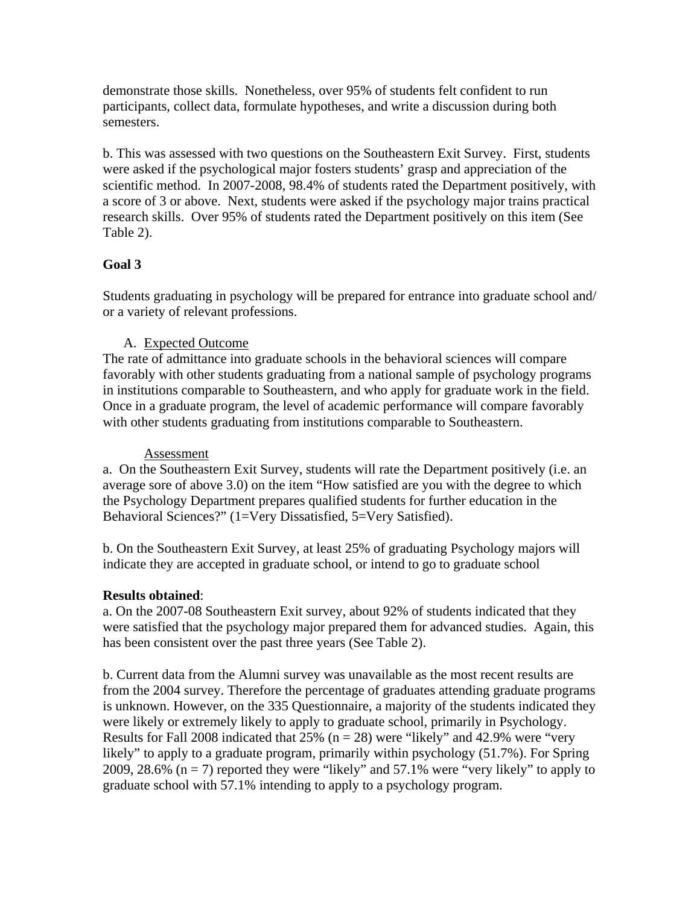demonstrate those skills. Nonetheless, over 95% of students felt confident to run participants, collect data, formulate hypotheses, and write a discussion during both semesters.

b. This was assessed with two questions on the Southeastern Exit Survey. First, students were asked if the psychological major fosters students' grasp and appreciation of the scientific method. In 2007-2008, 98.4% of students rated the Department positively, with a score of 3 or above. Next, students were asked if the psychology major trains practical research skills. Over 95% of students rated the Department positively on this item (See Table 2).

**Goal 3**

Students graduating in psychology will be prepared for entrance into graduate school and/ or a variety of relevant professions.

A. Expected Outcome

The rate of admittance into graduate schools in the behavioral sciences will compare favorably with other students graduating from a national sample of psychology programs in institutions comparable to Southeastern, and who apply for graduate work in the field. Once in a graduate program, the level of academic performance will compare favorably with other students graduating from institutions comparable to Southeastern.

Assessment

a. On the Southeastern Exit Survey, students will rate the Department positively (i.e. an average sore of above 3.0) on the item "How satisfied are you with the degree to which the Psychology Department prepares qualified students for further education in the Behavioral Sciences?" (1=Very Dissatisfied, 5=Very Satisfied).

b. On the Southeastern Exit Survey, at least 25% of graduating Psychology majors will indicate they are accepted in graduate school, or intend to go to graduate school

**Results obtained**:

a. On the 2007-08 Southeastern Exit survey, about 92% of students indicated that they were satisfied that the psychology major prepared them for advanced studies. Again, this has been consistent over the past three years (See Table 2).

b. Current data from the Alumni survey was unavailable as the most recent results are from the 2004 survey. Therefore the percentage of graduates attending graduate programs is unknown. However, on the 335 Questionnaire, a majority of the students indicated they were likely or extremely likely to apply to graduate school, primarily in Psychology. Results for Fall 2008 indicated that 25% ($n = 28$) were "likely" and 42.9% were "very likely" to apply to a graduate program, primarily within psychology (51.7%). For Spring 2009, 28.6% ($n = 7$) reported they were "likely" and 57.1% were "very likely" to apply to graduate school with 57.1% intending to apply to a psychology program.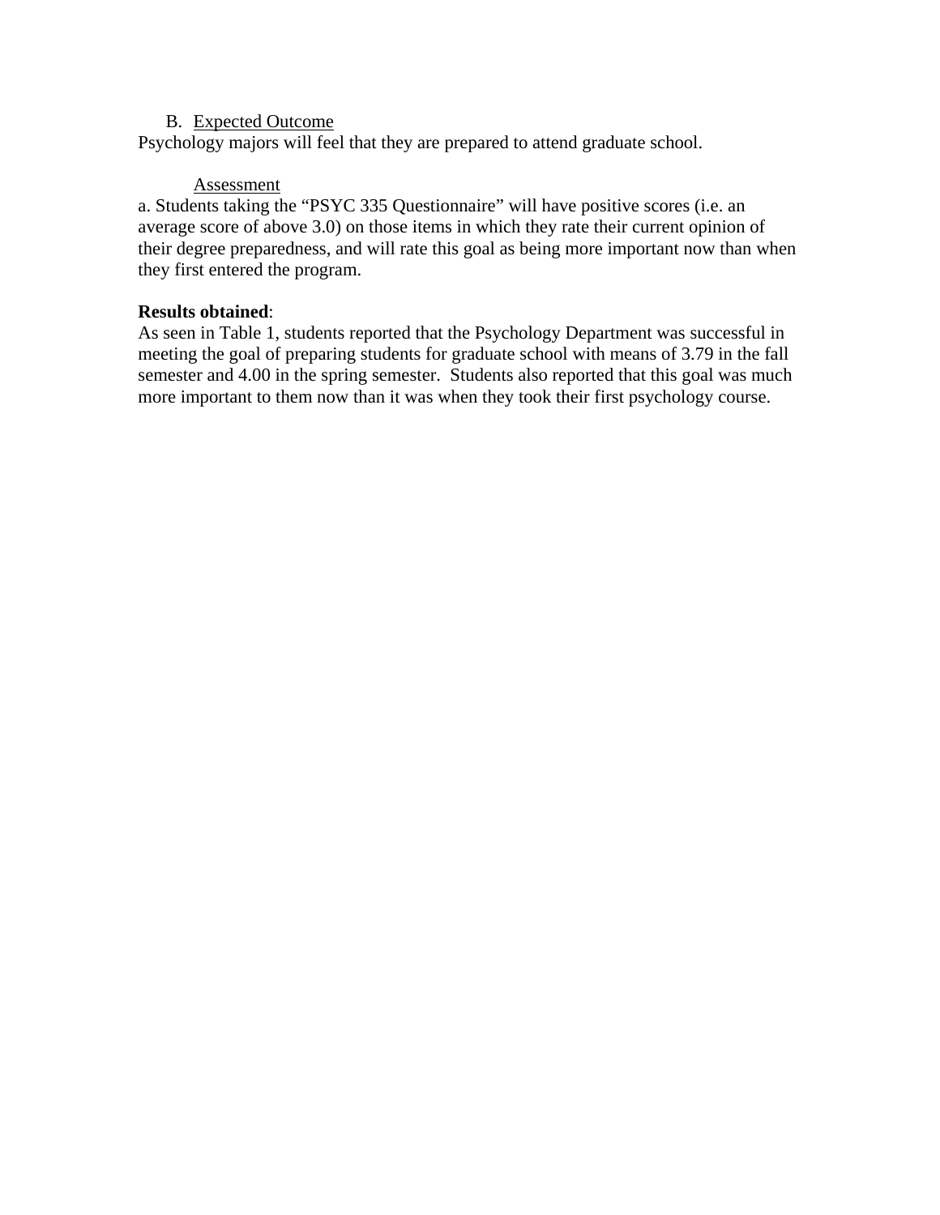B. <u>Expected Outcome</u>

Psychology majors will feel that they are prepared to attend graduate school.

<u>Assessment</u>

a. Students taking the "PSYC 335 Questionnaire" will have positive scores (i.e. an average score of above 3.0) on those items in which they rate their current opinion of their degree preparedness, and will rate this goal as being more important now than when they first entered the program.

**Results obtained**:

As seen in Table 1, students reported that the Psychology Department was successful in meeting the goal of preparing students for graduate school with means of 3.79 in the fall semester and 4.00 in the spring semester. Students also reported that this goal was much more important to them now than it was when they took their first psychology course.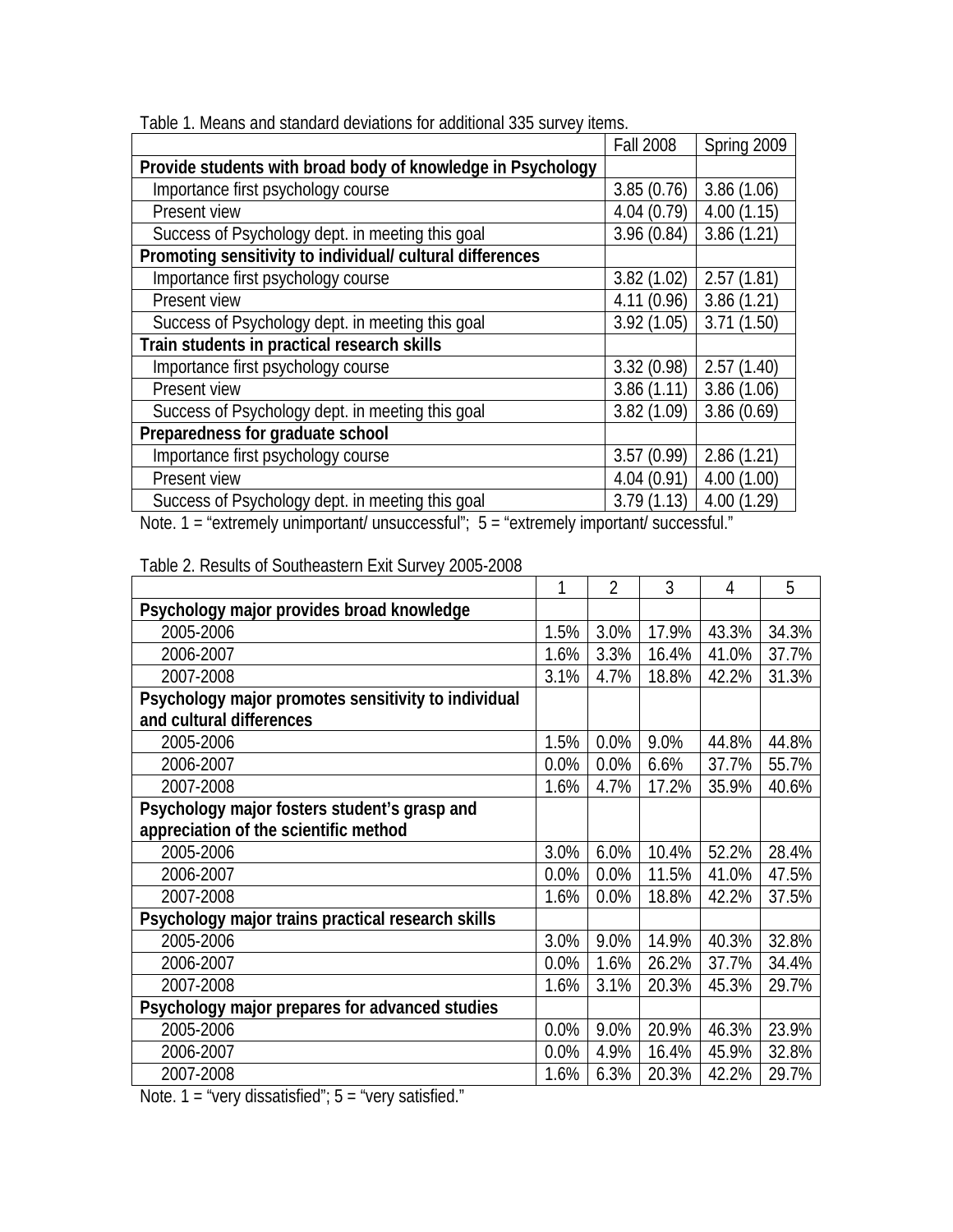Table 1. Means and standard deviations for additional 335 survey items.

| | Fall 2008 | Spring 2009 |
|---|---|---|
| **Provide students with broad body of knowledge in Psychology** | | |
| Importance first psychology course | 3.85 (0.76) | 3.86 (1.06) |
| Present view | 4.04 (0.79) | 4.00 (1.15) |
| Success of Psychology dept. in meeting this goal | 3.96 (0.84) | 3.86 (1.21) |
| **Promoting sensitivity to individual/ cultural differences** | | |
| Importance first psychology course | 3.82 (1.02) | 2.57 (1.81) |
| Present view | 4.11 (0.96) | 3.86 (1.21) |
| Success of Psychology dept. in meeting this goal | 3.92 (1.05) | 3.71 (1.50) |
| **Train students in practical research skills** | | |
| Importance first psychology course | 3.32 (0.98) | 2.57 (1.40) |
| Present view | 3.86 (1.11) | 3.86 (1.06) |
| Success of Psychology dept. in meeting this goal | 3.82 (1.09) | 3.86 (0.69) |
| **Preparedness for graduate school** | | |
| Importance first psychology course | 3.57 (0.99) | 2.86 (1.21) |
| Present view | 4.04 (0.91) | 4.00 (1.00) |
| Success of Psychology dept. in meeting this goal | 3.79 (1.13) | 4.00 (1.29) |

Note. 1 = "extremely unimportant/ unsuccessful"; 5 = "extremely important/ successful."

Table 2. Results of Southeastern Exit Survey 2005-2008

| | 1 | 2 | 3 | 4 | 5 |
|---|---|---|---|---|---|
| **Psychology major provides broad knowledge** | | | | | |
| 2005-2006 | 1.5% | 3.0% | 17.9% | 43.3% | 34.3% |
| 2006-2007 | 1.6% | 3.3% | 16.4% | 41.0% | 37.7% |
| 2007-2008 | 3.1% | 4.7% | 18.8% | 42.2% | 31.3% |
| **Psychology major promotes sensitivity to individual and cultural differences** | | | | | |
| 2005-2006 | 1.5% | 0.0% | 9.0% | 44.8% | 44.8% |
| 2006-2007 | 0.0% | 0.0% | 6.6% | 37.7% | 55.7% |
| 2007-2008 | 1.6% | 4.7% | 17.2% | 35.9% | 40.6% |
| **Psychology major fosters student's grasp and appreciation of the scientific method** | | | | | |
| 2005-2006 | 3.0% | 6.0% | 10.4% | 52.2% | 28.4% |
| 2006-2007 | 0.0% | 0.0% | 11.5% | 41.0% | 47.5% |
| 2007-2008 | 1.6% | 0.0% | 18.8% | 42.2% | 37.5% |
| **Psychology major trains practical research skills** | | | | | |
| 2005-2006 | 3.0% | 9.0% | 14.9% | 40.3% | 32.8% |
| 2006-2007 | 0.0% | 1.6% | 26.2% | 37.7% | 34.4% |
| 2007-2008 | 1.6% | 3.1% | 20.3% | 45.3% | 29.7% |
| **Psychology major prepares for advanced studies** | | | | | |
| 2005-2006 | 0.0% | 9.0% | 20.9% | 46.3% | 23.9% |
| 2006-2007 | 0.0% | 4.9% | 16.4% | 45.9% | 32.8% |
| 2007-2008 | 1.6% | 6.3% | 20.3% | 42.2% | 29.7% |

Note. 1 = "very dissatisfied"; 5 = "very satisfied."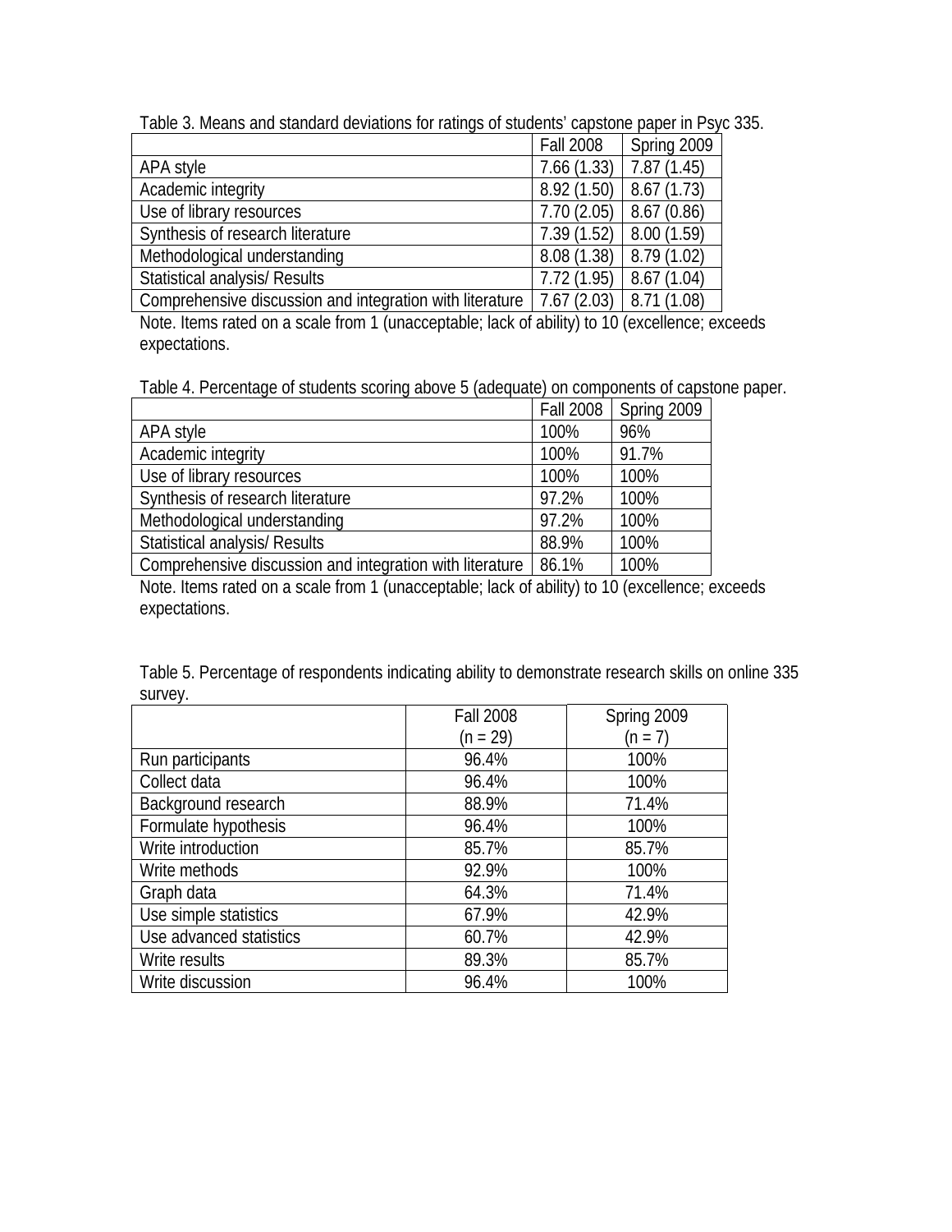Table 3. Means and standard deviations for ratings of students' capstone paper in Psyc 335.

| | Fall 2008 | Spring 2009 |
|---|---|---|
| APA style | 7.66 (1.33) | 7.87 (1.45) |
| Academic integrity | 8.92 (1.50) | 8.67 (1.73) |
| Use of library resources | 7.70 (2.05) | 8.67 (0.86) |
| Synthesis of research literature | 7.39 (1.52) | 8.00 (1.59) |
| Methodological understanding | 8.08 (1.38) | 8.79 (1.02) |
| Statistical analysis/ Results | 7.72 (1.95) | 8.67 (1.04) |
| Comprehensive discussion and integration with literature | 7.67 (2.03) | 8.71 (1.08) |

Note. Items rated on a scale from 1 (unacceptable; lack of ability) to 10 (excellence; exceeds expectations.

Table 4. Percentage of students scoring above 5 (adequate) on components of capstone paper.

| | Fall 2008 | Spring 2009 |
|---|---|---|
| APA style | 100% | 96% |
| Academic integrity | 100% | 91.7% |
| Use of library resources | 100% | 100% |
| Synthesis of research literature | 97.2% | 100% |
| Methodological understanding | 97.2% | 100% |
| Statistical analysis/ Results | 88.9% | 100% |
| Comprehensive discussion and integration with literature | 86.1% | 100% |

Note. Items rated on a scale from 1 (unacceptable; lack of ability) to 10 (excellence; exceeds expectations.

Table 5. Percentage of respondents indicating ability to demonstrate research skills on online 335 survey.

| | Fall 2008 (n = 29) | Spring 2009 (n = 7) |
|---|---|---|
| Run participants | 96.4% | 100% |
| Collect data | 96.4% | 100% |
| Background research | 88.9% | 71.4% |
| Formulate hypothesis | 96.4% | 100% |
| Write introduction | 85.7% | 85.7% |
| Write methods | 92.9% | 100% |
| Graph data | 64.3% | 71.4% |
| Use simple statistics | 67.9% | 42.9% |
| Use advanced statistics | 60.7% | 42.9% |
| Write results | 89.3% | 85.7% |
| Write discussion | 96.4% | 100% |